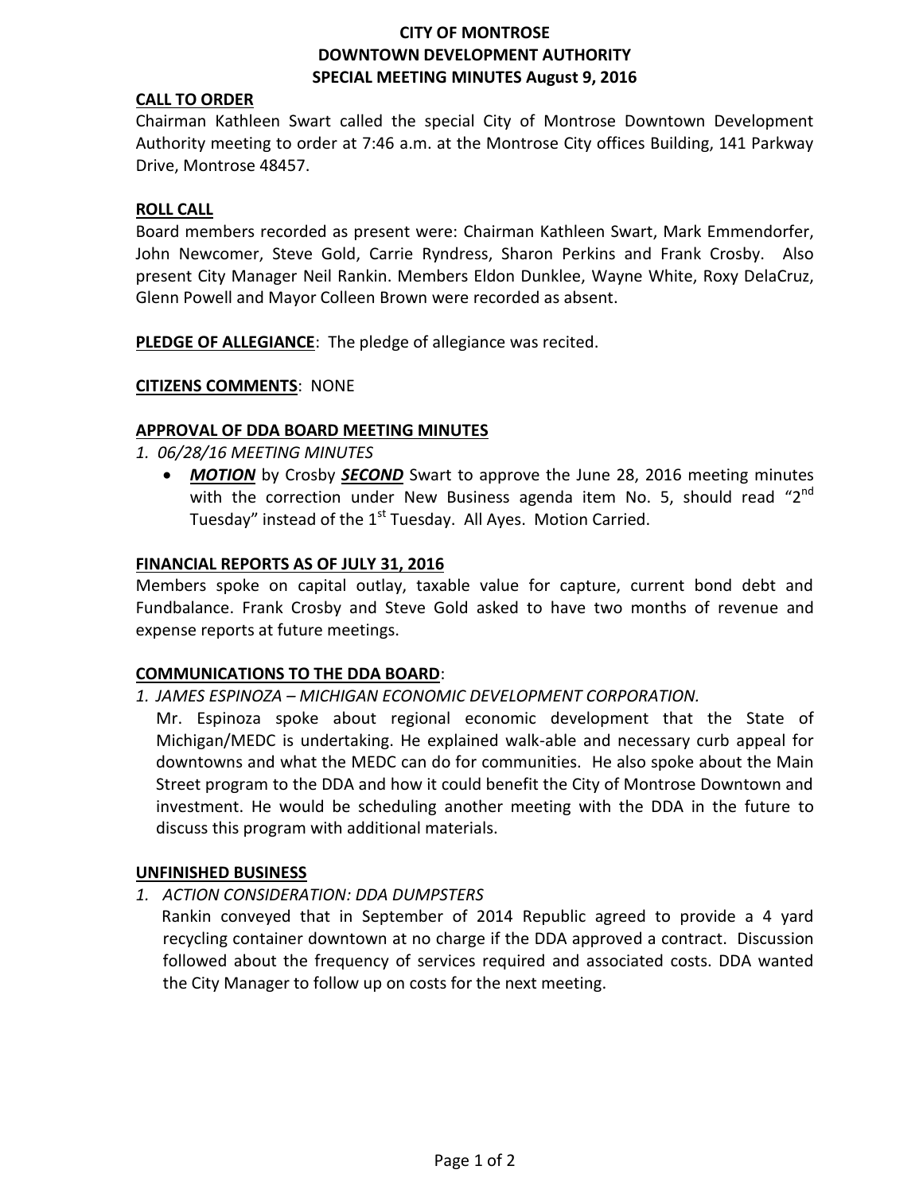**CITY OF MONTROSE**
**DOWNTOWN DEVELOPMENT AUTHORITY**
**SPECIAL MEETING MINUTES August 9, 2016**

**CALL TO ORDER**

Chairman Kathleen Swart called the special City of Montrose Downtown Development Authority meeting to order at 7:46 a.m. at the Montrose City offices Building, 141 Parkway Drive, Montrose 48457.

**ROLL CALL**

Board members recorded as present were: Chairman Kathleen Swart, Mark Emmendorfer, John Newcomer, Steve Gold, Carrie Ryndress, Sharon Perkins and Frank Crosby. Also present City Manager Neil Rankin. Members Eldon Dunklee, Wayne White, Roxy DelaCruz, Glenn Powell and Mayor Colleen Brown were recorded as absent.

**PLEDGE OF ALLEGIANCE**: The pledge of allegiance was recited.

**CITIZENS COMMENTS**: NONE

**APPROVAL OF DDA BOARD MEETING MINUTES**

1. *06/28/16 MEETING MINUTES*
   - ***MOTION*** by Crosby ***SECOND*** Swart to approve the June 28, 2016 meeting minutes with the correction under New Business agenda item No. 5, should read "2nd Tuesday" instead of the 1st Tuesday. All Ayes. Motion Carried.

**FINANCIAL REPORTS AS OF JULY 31, 2016**

Members spoke on capital outlay, taxable value for capture, current bond debt and Fundbalance. Frank Crosby and Steve Gold asked to have two months of revenue and expense reports at future meetings.

**COMMUNICATIONS TO THE DDA BOARD**:

1. *JAMES ESPINOZA – MICHIGAN ECONOMIC DEVELOPMENT CORPORATION.*
   Mr. Espinoza spoke about regional economic development that the State of Michigan/MEDC is undertaking. He explained walk-able and necessary curb appeal for downtowns and what the MEDC can do for communities. He also spoke about the Main Street program to the DDA and how it could benefit the City of Montrose Downtown and investment. He would be scheduling another meeting with the DDA in the future to discuss this program with additional materials.

**UNFINISHED BUSINESS**

1. *ACTION CONSIDERATION: DDA DUMPSTERS*
   Rankin conveyed that in September of 2014 Republic agreed to provide a 4 yard recycling container downtown at no charge if the DDA approved a contract. Discussion followed about the frequency of services required and associated costs. DDA wanted the City Manager to follow up on costs for the next meeting.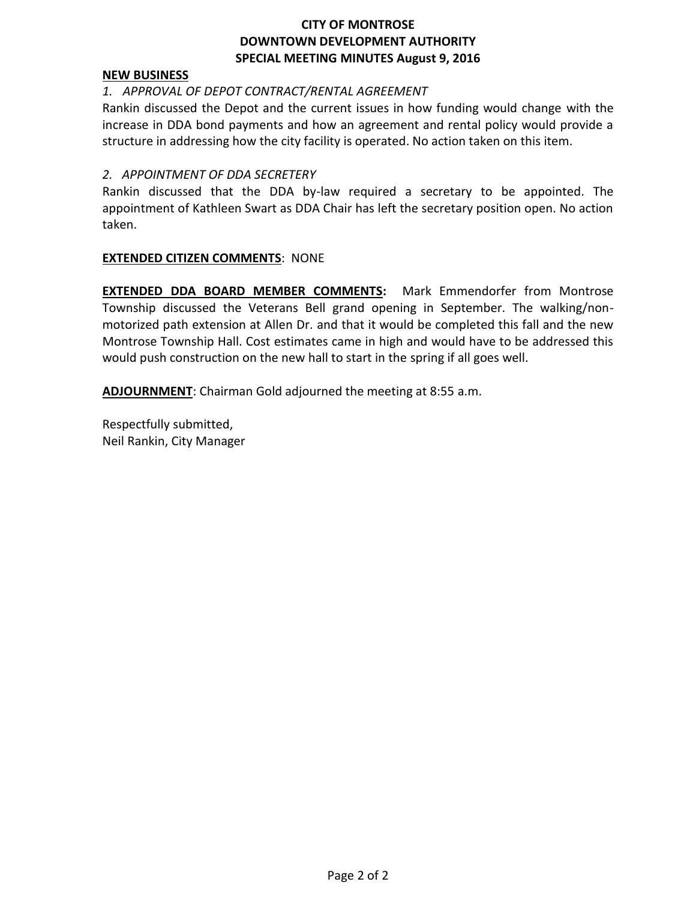**CITY OF MONTROSE**
**DOWNTOWN DEVELOPMENT AUTHORITY**
**SPECIAL MEETING MINUTES August 9, 2016**

**NEW BUSINESS**

*1. APPROVAL OF DEPOT CONTRACT/RENTAL AGREEMENT*

Rankin discussed the Depot and the current issues in how funding would change with the increase in DDA bond payments and how an agreement and rental policy would provide a structure in addressing how the city facility is operated. No action taken on this item.

*2. APPOINTMENT OF DDA SECRETERY*

Rankin discussed that the DDA by-law required a secretary to be appointed. The appointment of Kathleen Swart as DDA Chair has left the secretary position open. No action taken.

**EXTENDED CITIZEN COMMENTS**: NONE

**EXTENDED DDA BOARD MEMBER COMMENTS:** Mark Emmendorfer from Montrose Township discussed the Veterans Bell grand opening in September. The walking/non-motorized path extension at Allen Dr. and that it would be completed this fall and the new Montrose Township Hall. Cost estimates came in high and would have to be addressed this would push construction on the new hall to start in the spring if all goes well.

**ADJOURNMENT**: Chairman Gold adjourned the meeting at 8:55 a.m.

Respectfully submitted,
Neil Rankin, City Manager